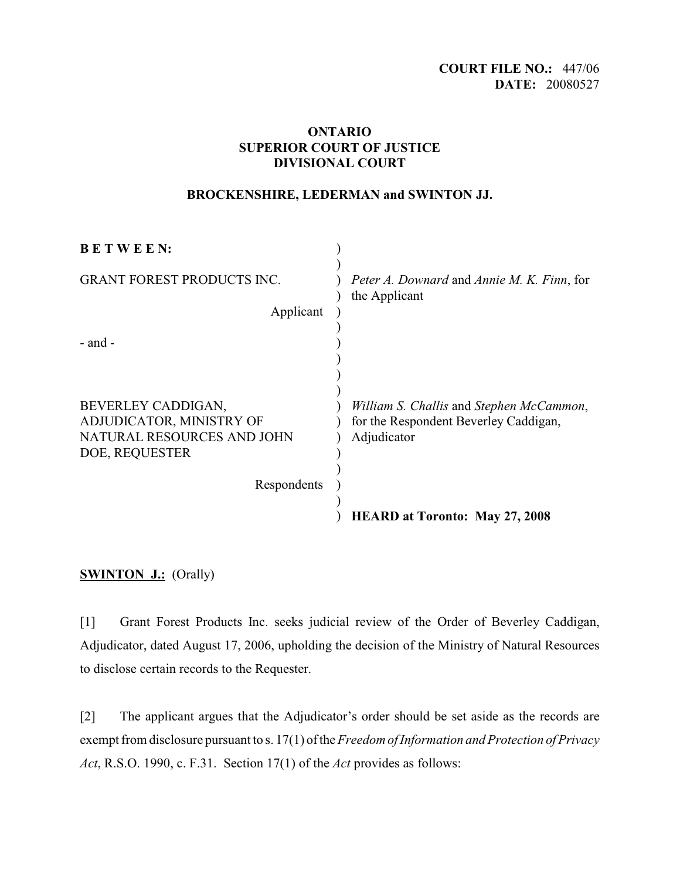**COURT FILE NO.:** 447/06
**DATE:** 20080527

**ONTARIO**
**SUPERIOR COURT OF JUSTICE**
**DIVISIONAL COURT**

**BROCKENSHIRE, LEDERMAN and SWINTON JJ.**

| | |
|---|---|
| **B E T W E E N:** | |
| GRANT FOREST PRODUCTS INC. <br> Applicant | *Peter A. Downard* and *Annie M. K. Finn*, for the Applicant |
| - and - | |
| BEVERLEY CADDIGAN, ADJUDICATOR, MINISTRY OF NATURAL RESOURCES AND JOHN DOE, REQUESTER <br> Respondents | *William S. Challis* and *Stephen McCammon*, for the Respondent Beverley Caddigan, Adjudicator |
| | **HEARD at Toronto: May 27, 2008** |

**SWINTON J.:** (Orally)

[1] Grant Forest Products Inc. seeks judicial review of the Order of Beverley Caddigan, Adjudicator, dated August 17, 2006, upholding the decision of the Ministry of Natural Resources to disclose certain records to the Requester.

[2] The applicant argues that the Adjudicator's order should be set aside as the records are exempt from disclosure pursuant to s. 17(1) of the *Freedom of Information and Protection of Privacy Act*, R.S.O. 1990, c. F.31. Section 17(1) of the *Act* provides as follows: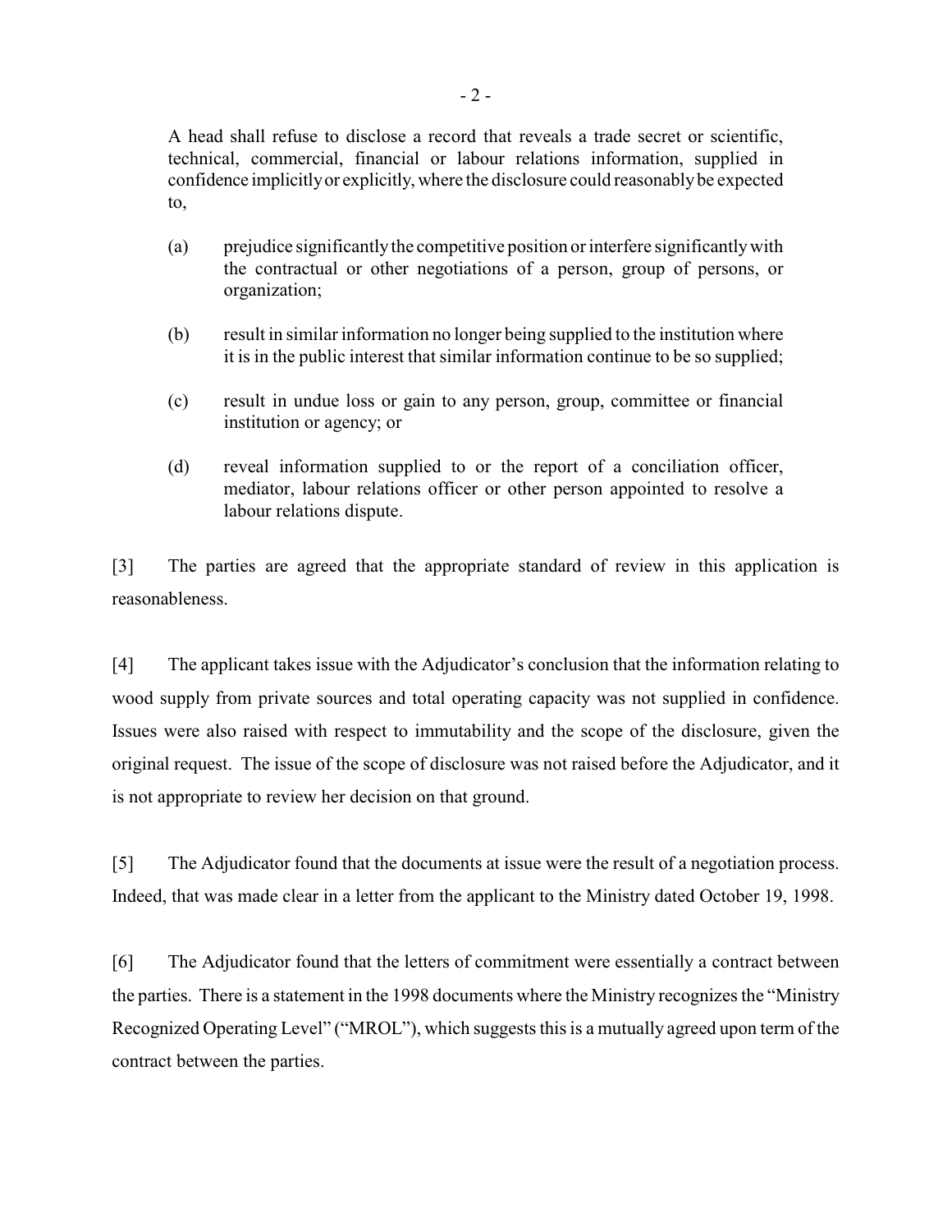> A head shall refuse to disclose a record that reveals a trade secret or scientific, technical, commercial, financial or labour relations information, supplied in confidence implicitly or explicitly, where the disclosure could reasonably be expected to,
>
> (a) prejudice significantly the competitive position or interfere significantly with the contractual or other negotiations of a person, group of persons, or organization;
>
> (b) result in similar information no longer being supplied to the institution where it is in the public interest that similar information continue to be so supplied;
>
> (c) result in undue loss or gain to any person, group, committee or financial institution or agency; or
>
> (d) reveal information supplied to or the report of a conciliation officer, mediator, labour relations officer or other person appointed to resolve a labour relations dispute.

[3] The parties are agreed that the appropriate standard of review in this application is reasonableness.

[4] The applicant takes issue with the Adjudicator's conclusion that the information relating to wood supply from private sources and total operating capacity was not supplied in confidence. Issues were also raised with respect to immutability and the scope of the disclosure, given the original request. The issue of the scope of disclosure was not raised before the Adjudicator, and it is not appropriate to review her decision on that ground.

[5] The Adjudicator found that the documents at issue were the result of a negotiation process. Indeed, that was made clear in a letter from the applicant to the Ministry dated October 19, 1998.

[6] The Adjudicator found that the letters of commitment were essentially a contract between the parties. There is a statement in the 1998 documents where the Ministry recognizes the "Ministry Recognized Operating Level" ("MROL"), which suggests this is a mutually agreed upon term of the contract between the parties.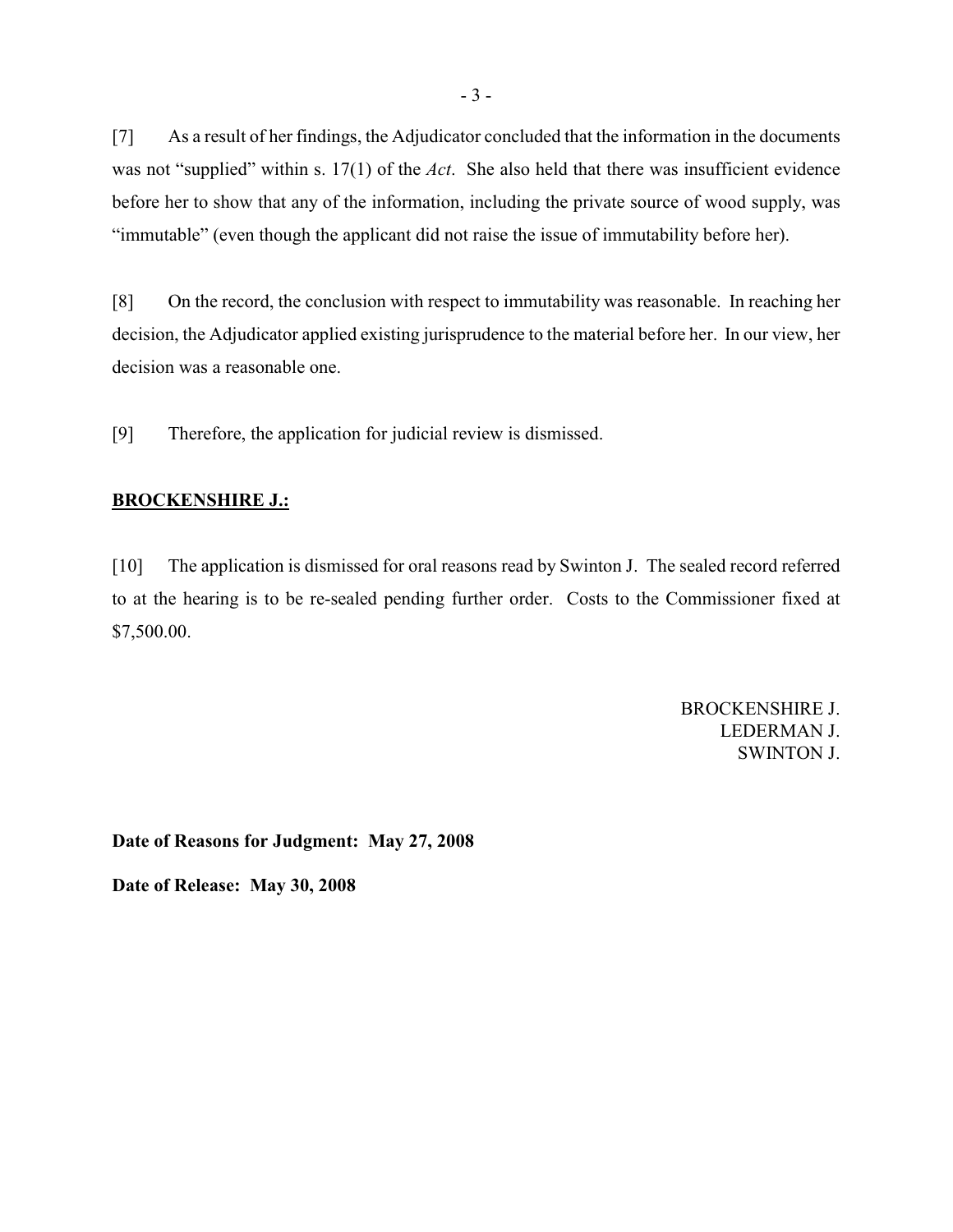[7] As a result of her findings, the Adjudicator concluded that the information in the documents was not "supplied" within s. 17(1) of the *Act*. She also held that there was insufficient evidence before her to show that any of the information, including the private source of wood supply, was "immutable" (even though the applicant did not raise the issue of immutability before her).

[8] On the record, the conclusion with respect to immutability was reasonable. In reaching her decision, the Adjudicator applied existing jurisprudence to the material before her. In our view, her decision was a reasonable one.

[9] Therefore, the application for judicial review is dismissed.

**BROCKENSHIRE J.:**

[10] The application is dismissed for oral reasons read by Swinton J. The sealed record referred to at the hearing is to be re-sealed pending further order. Costs to the Commissioner fixed at $7,500.00.

BROCKENSHIRE J.
LEDERMAN J.
SWINTON J.

**Date of Reasons for Judgment: May 27, 2008**

**Date of Release: May 30, 2008**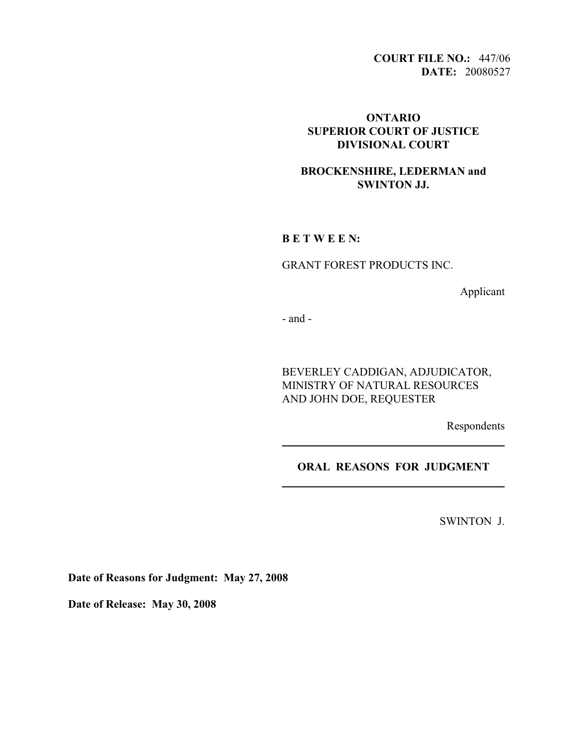**COURT FILE NO.:** 447/06
**DATE:** 20080527

**ONTARIO**
**SUPERIOR COURT OF JUSTICE**
**DIVISIONAL COURT**

**BROCKENSHIRE, LEDERMAN and SWINTON JJ.**

**B E T W E E N:**

GRANT FOREST PRODUCTS INC.

Applicant

- and -

BEVERLEY CADDIGAN, ADJUDICATOR, MINISTRY OF NATURAL RESOURCES AND JOHN DOE, REQUESTER

Respondents

**ORAL REASONS FOR JUDGMENT**

SWINTON J.

**Date of Reasons for Judgment: May 27, 2008**

**Date of Release: May 30, 2008**